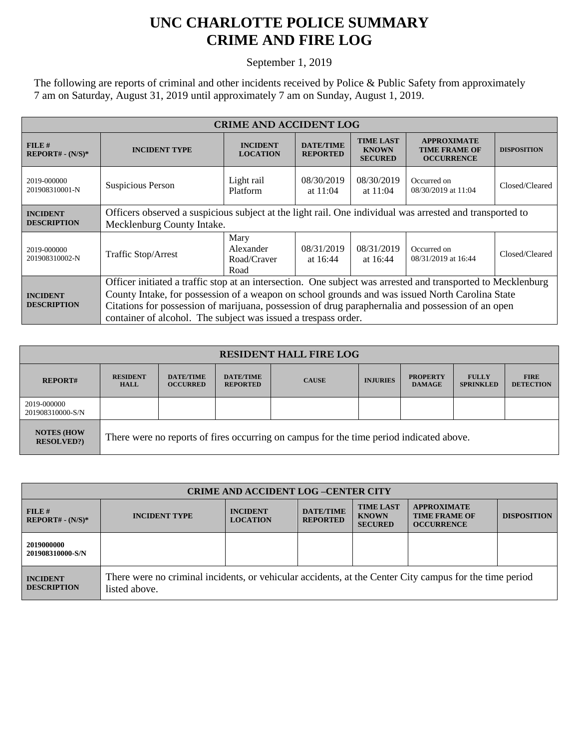# UNC CHARLOTTE POLICE SUMMARY
# CRIME AND FIRE LOG

September 1, 2019

The following are reports of criminal and other incidents received by Police & Public Safety from approximately 7 am on Saturday, August 31, 2019 until approximately 7 am on Sunday, August 1, 2019.

| CRIME AND ACCIDENT LOG | | | | | | |
|---|---|---|---|---|---|---|
| **FILE # REPORT# - (N/S)*** | **INCIDENT TYPE** | **INCIDENT LOCATION** | **DATE/TIME REPORTED** | **TIME LAST KNOWN SECURED** | **APPROXIMATE TIME FRAME OF OCCURRENCE** | **DISPOSITION** |
| 2019-000000 201908310001-N | Suspicious Person | Light rail Platform | 08/30/2019 at 11:04 | 08/30/2019 at 11:04 | Occurred on 08/30/2019 at 11:04 | Closed/Cleared |
| **INCIDENT DESCRIPTION** | Officers observed a suspicious subject at the light rail. One individual was arrested and transported to Mecklenburg County Intake. | | | | | |
| 2019-000000 201908310002-N | Traffic Stop/Arrest | Mary Alexander Road/Craver Road | 08/31/2019 at 16:44 | 08/31/2019 at 16:44 | Occurred on 08/31/2019 at 16:44 | Closed/Cleared |
| **INCIDENT DESCRIPTION** | Officer initiated a traffic stop at an intersection. One subject was arrested and transported to Mecklenburg County Intake, for possession of a weapon on school grounds and was issued North Carolina State Citations for possession of marijuana, possession of drug paraphernalia and possession of an open container of alcohol. The subject was issued a trespass order. | | | | | |

| RESIDENT HALL FIRE LOG | | | | | | | | |
|---|---|---|---|---|---|---|---|---|
| **REPORT#** | **RESIDENT HALL** | **DATE/TIME OCCURRED** | **DATE/TIME REPORTED** | **CAUSE** | **INJURIES** | **PROPERTY DAMAGE** | **FULLY SPRINKLED** | **FIRE DETECTION** |
| 2019-000000 201908310000-S/N | | | | | | | | |
| **NOTES (HOW RESOLVED?)** | There were no reports of fires occurring on campus for the time period indicated above. | | | | | | | |

| CRIME AND ACCIDENT LOG –CENTER CITY | | | | | | |
|---|---|---|---|---|---|---|
| **FILE # REPORT# - (N/S)*** | **INCIDENT TYPE** | **INCIDENT LOCATION** | **DATE/TIME REPORTED** | **TIME LAST KNOWN SECURED** | **APPROXIMATE TIME FRAME OF OCCURRENCE** | **DISPOSITION** |
| **2019000000 201908310000-S/N** | | | | | | |
| **INCIDENT DESCRIPTION** | There were no criminal incidents, or vehicular accidents, at the Center City campus for the time period listed above. | | | | | |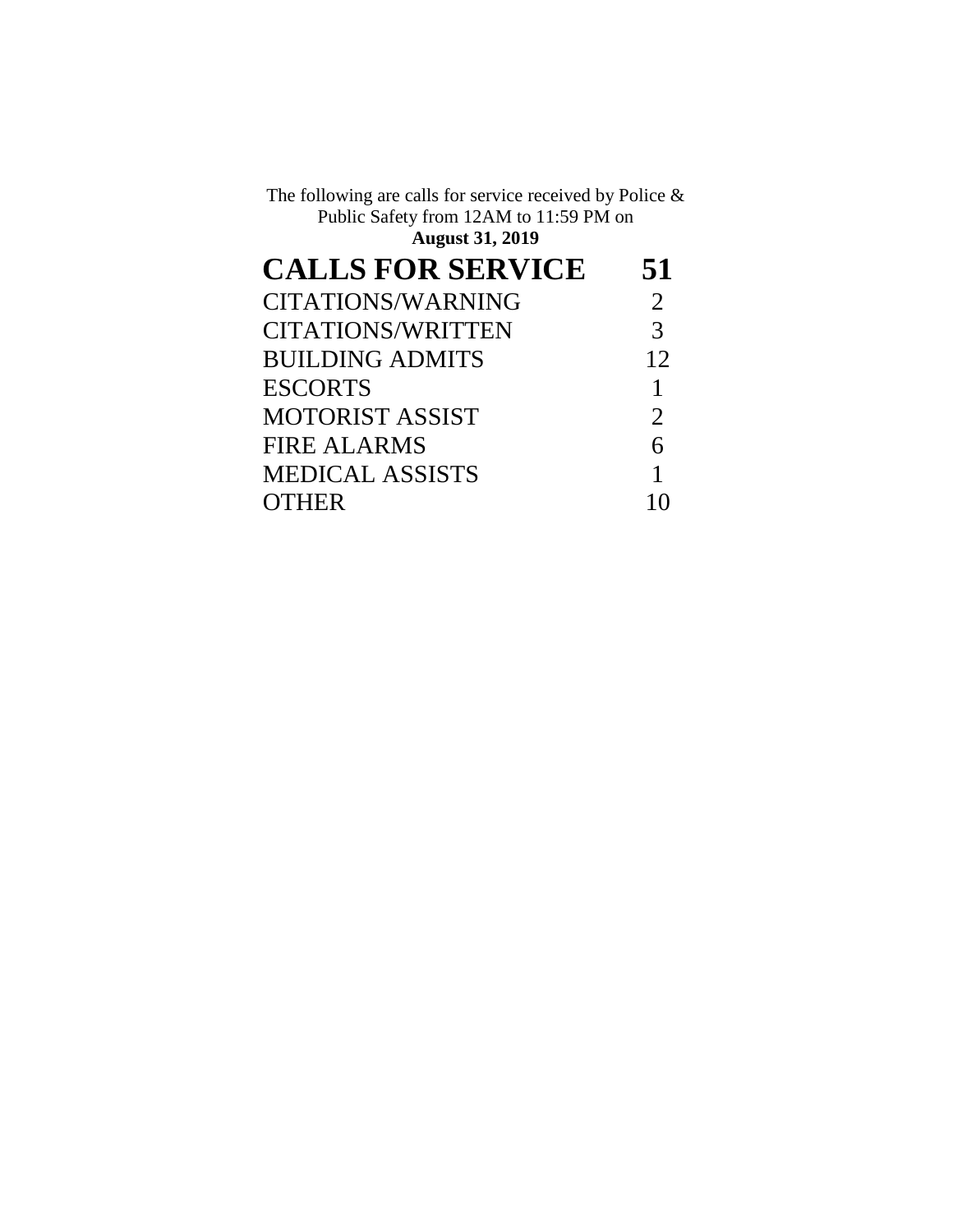The following are calls for service received by Police & Public Safety from 12AM to 11:59 PM on

**August 31, 2019**

| | |
|---|---|
| **CALLS FOR SERVICE** | **51** |
| CITATIONS/WARNING | 2 |
| CITATIONS/WRITTEN | 3 |
| BUILDING ADMITS | 12 |
| ESCORTS | 1 |
| MOTORIST ASSIST | 2 |
| FIRE ALARMS | 6 |
| MEDICAL ASSISTS | 1 |
| OTHER | 10 |